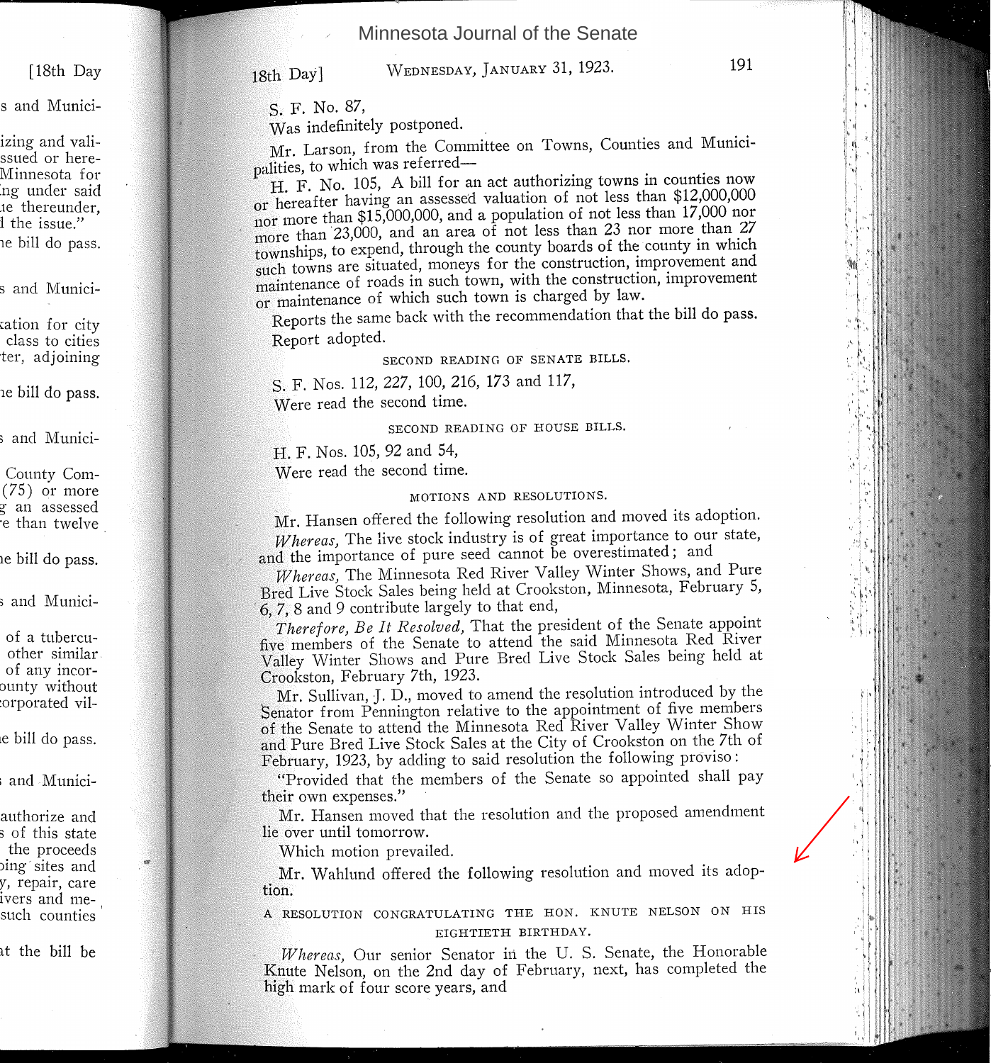S. F. No. 87,

Was indefinitely postponed.

Mr. Larson, from the Committee on Towns, Counties and Municipalities, to which was referred—

H. F. No. 105, A bill for an act authorizing towns in counties now or hereafter having an assessed valuation of not less than $12,000,000 nor more than $15,000,000, and a population of not less than 17,000 nor more than 23,000, and an area of not less than 23 nor more than 27 townships, to expend, through the county boards of the county in which such towns are situated, moneys for the construction, improvement and maintenance of roads in such town, with the construction, improvement or maintenance of which such town is charged by law.

Reports the same back with the recommendation that the bill do pass.

Report adopted.

### SECOND READING OF SENATE BILLS.

S. F. Nos. 112, 227, 100, 216, 173 and 117,

Were read the second time.

### SECOND READING OF HOUSE BILLS.

H. F. Nos. 105, 92 and 54,

Were read the second time.

### MOTIONS AND RESOLUTIONS.

Mr. Hansen offered the following resolution and moved its adoption.

*Whereas,* The live stock industry is of great importance to our state, and the importance of pure seed cannot be overestimated; and

*Whereas,* The Minnesota Red River Valley Winter Shows, and Pure Bred Live Stock Sales being held at Crookston, Minnesota, February 5, 6, 7, 8 and 9 contribute largely to that end,

*Therefore, Be It Resolved,* That the president of the Senate appoint five members of the Senate to attend the said Minnesota Red River Valley Winter Shows and Pure Bred Live Stock Sales being held at Crookston, February 7th, 1923.

Mr. Sullivan, J. D., moved to amend the resolution introduced by the Senator from Pennington relative to the appointment of five members of the Senate to attend the Minnesota Red River Valley Winter Show and Pure Bred Live Stock Sales at the City of Crookston on the 7th of February, 1923, by adding to said resolution the following proviso:

"Provided that the members of the Senate so appointed shall pay their own expenses."

Mr. Hansen moved that the resolution and the proposed amendment lie over until tomorrow.

Which motion prevailed.

Mr. Wahlund offered the following resolution and moved its adoption.

### A RESOLUTION CONGRATULATING THE HON. KNUTE NELSON ON HIS EIGHTIETH BIRTHDAY.

*Whereas,* Our senior Senator in the U. S. Senate, the Honorable Knute Nelson, on the 2nd day of February, next, has completed the high mark of four score years, and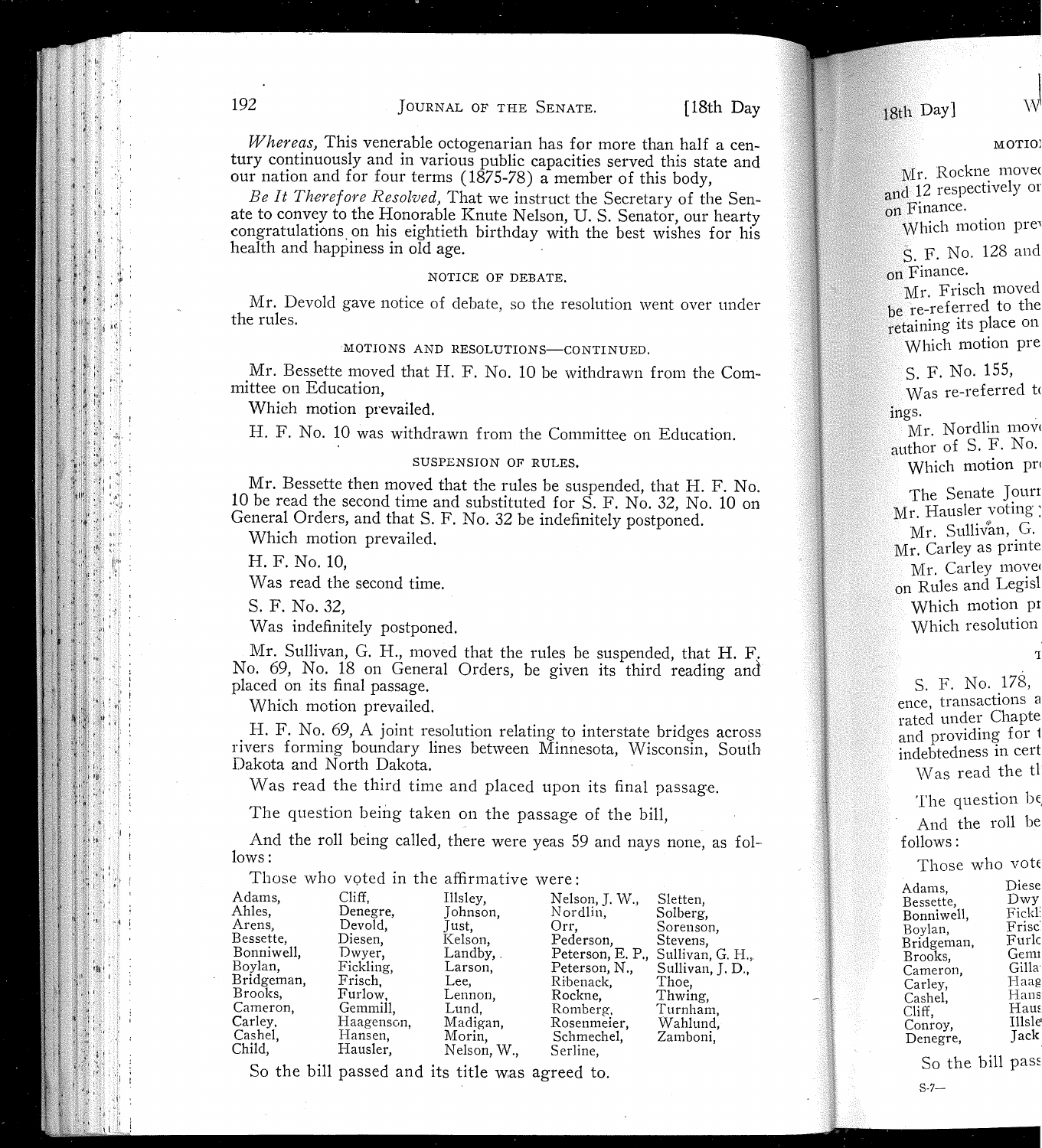*Whereas,* This venerable octogenarian has for more than half a century continuously and in various public capacities served this state and our nation and for four terms (1875-78) a member of this body,

*Be It Therefore Resolved,* That we instruct the Secretary of the Senate to convey to the Honorable Knute Nelson, U. S. Senator, our hearty congratulations on his eightieth birthday with the best wishes for his health and happiness in old age.

NOTICE OF DEBATE.

Mr. Devold gave notice of debate, so the resolution went over under the rules.

MOTIONS AND RESOLUTIONS—CONTINUED.

Mr. Bessette moved that H. F. No. 10 be withdrawn from the Committee on Education,

Which motion prevailed.

H. F. No. 10 was withdrawn from the Committee on Education.

SUSPENSION OF RULES.

Mr. Bessette then moved that the rules be suspended, that H. F. No. 10 be read the second time and substituted for S. F. No. 32, No. 10 on General Orders, and that S. F. No. 32 be indefinitely postponed.

Which motion prevailed.

H. F. No. 10,

Was read the second time.

S. F. No. 32,

Was indefinitely postponed.

Mr. Sullivan, G. H., moved that the rules be suspended, that H. F. No. 69, No. 18 on General Orders, be given its third reading and placed on its final passage.

Which motion prevailed.

H. F. No. 69, A joint resolution relating to interstate bridges across rivers forming boundary lines between Minnesota, Wisconsin, South Dakota and North Dakota.

Was read the third time and placed upon its final passage.

The question being taken on the passage of the bill,

And the roll being called, there were yeas 59 and nays none, as follows:

Those who voted in the affirmative were:

| | | | | |
|---|---|---|---|---|
| Adams, | Cliff, | Illsley, | Nelson, J. W., | Sletten, |
| Ahles, | Denegre, | Johnson, | Nordlin, | Solberg, |
| Arens, | Devold, | Just, | Orr, | Sorenson, |
| Bessette, | Diesen, | Kelson, | Pederson, | Stevens, |
| Bonniwell, | Dwyer, | Landby, | Peterson, E. P., | Sullivan, G. H., |
| Boylan, | Fickling, | Larson, | Peterson, N., | Sullivan, J. D., |
| Bridgeman, | Frisch, | Lee, | Ribenack, | Thoe, |
| Brooks, | Furlow, | Lennon, | Rockne, | Thwing, |
| Cameron, | Gemmill, | Lund, | Romberg, | Turnham, |
| Carley, | Haagenson, | Madigan, | Rosenmeier, | Wahlund, |
| Cashel, | Hansen, | Morin, | Schmechel, | Zamboni, |
| Child, | Hausler, | Nelson, W., | Serline, | |

So the bill passed and its title was agreed to.